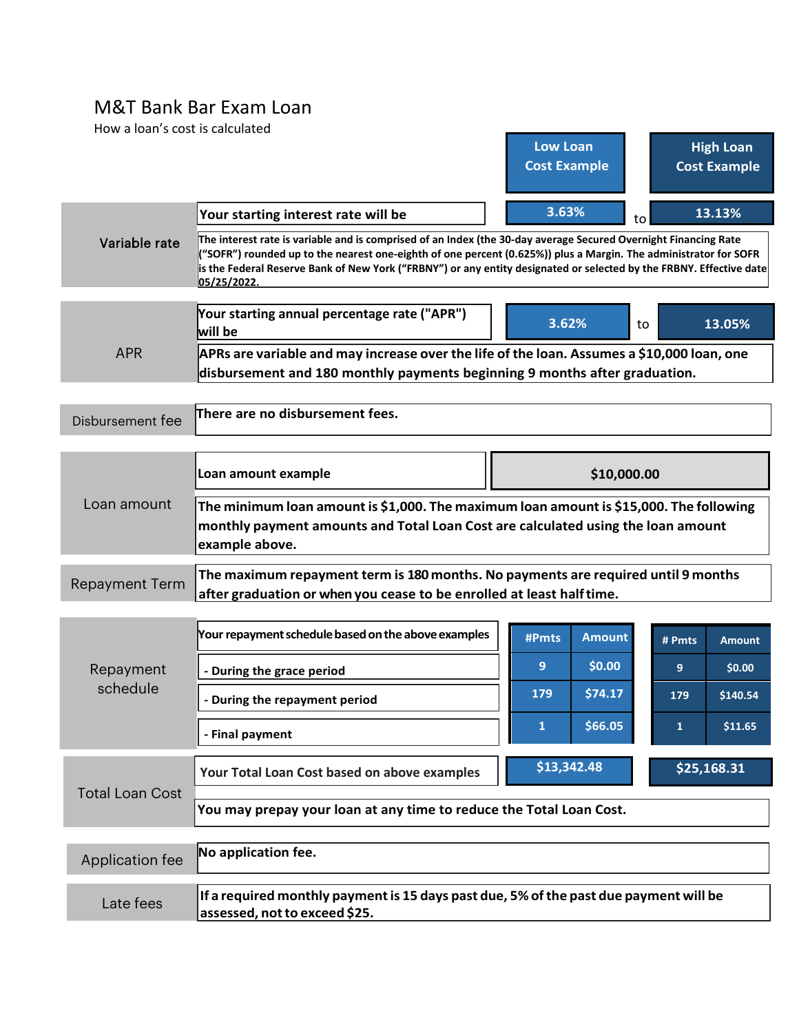# M&T Bank Bar Exam Loan

How a loan's cost is calculated

| | | Low Loan Cost Example | | High Loan Cost Example |
|---|---|---|---|---|
| **Variable rate** | **Your starting interest rate will be** | **3.63%** | to | **13.13%** |
| | **The interest rate is variable and is comprised of an Index (the 30-day average Secured Overnight Financing Rate ("SOFR") rounded up to the nearest one-eighth of one percent (0.625%)) plus a Margin. The administrator for SOFR is the Federal Reserve Bank of New York ("FRBNY") or any entity designated or selected by the FRBNY. Effective date 05/25/2022.** | | | |
| APR | **Your starting annual percentage rate ("APR") will be** | **3.62%** | to | **13.05%** |
| | **APRs are variable and may increase over the life of the loan. Assumes a $10,000 loan, one disbursement and 180 monthly payments beginning 9 months after graduation.** | | | |
| Disbursement fee | **There are no disbursement fees.** | | | |
| Loan amount | **Loan amount example** | **$10,000.00** | | |
| | **The minimum loan amount is $1,000. The maximum loan amount is $15,000. The following monthly payment amounts and Total Loan Cost are calculated using the loan amount example above.** | | | |
| Repayment Term | **The maximum repayment term is 180 months. No payments are required until 9 months after graduation or when you cease to be enrolled at least half time.** | | | |

| Repayment schedule | Your repayment schedule based on the above examples | #Pmts | Amount | # Pmts | Amount |
|---|---|---|---|---|---|
| | **- During the grace period** | 9 | $0.00 | 9 | $0.00 |
| | **- During the repayment period** | 179 | $74.17 | 179 | $140.54 |
| | **- Final payment** | 1 | $66.05 | 1 | $11.65 |

| | | Low Loan Cost Example | High Loan Cost Example |
|---|---|---|---|
| Total Loan Cost | **Your Total Loan Cost based on above examples** | **$13,342.48** | **$25,168.31** |
| | **You may prepay your loan at any time to reduce the Total Loan Cost.** | | |
| Application fee | **No application fee.** | | |
| Late fees | **If a required monthly payment is 15 days past due, 5% of the past due payment will be assessed, not to exceed $25.** | | |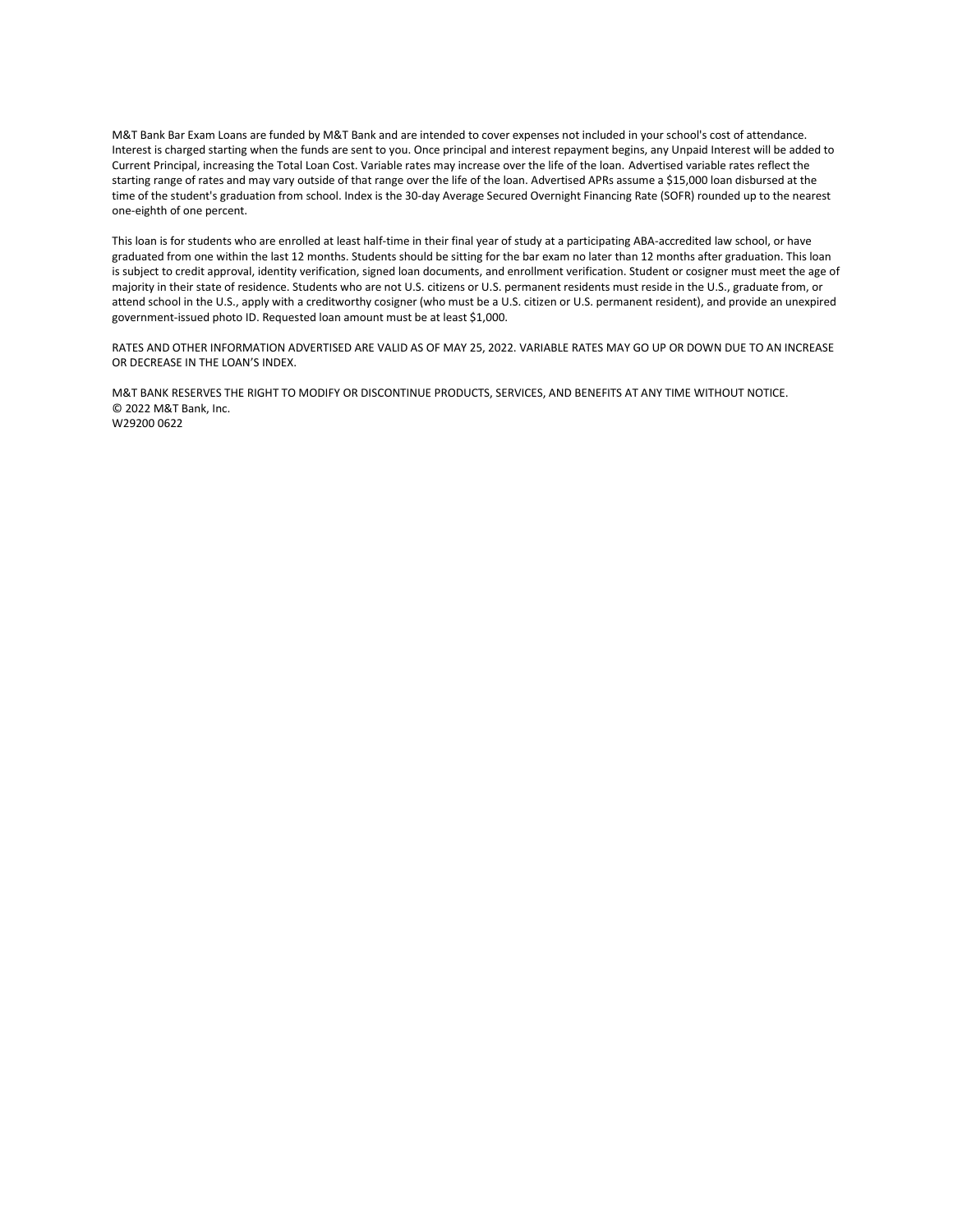M&T Bank Bar Exam Loans are funded by M&T Bank and are intended to cover expenses not included in your school's cost of attendance. Interest is charged starting when the funds are sent to you. Once principal and interest repayment begins, any Unpaid Interest will be added to Current Principal, increasing the Total Loan Cost. Variable rates may increase over the life of the loan. Advertised variable rates reflect the starting range of rates and may vary outside of that range over the life of the loan. Advertised APRs assume a $15,000 loan disbursed at the time of the student's graduation from school. Index is the 30-day Average Secured Overnight Financing Rate (SOFR) rounded up to the nearest one-eighth of one percent.

This loan is for students who are enrolled at least half-time in their final year of study at a participating ABA-accredited law school, or have graduated from one within the last 12 months. Students should be sitting for the bar exam no later than 12 months after graduation. This loan is subject to credit approval, identity verification, signed loan documents, and enrollment verification. Student or cosigner must meet the age of majority in their state of residence. Students who are not U.S. citizens or U.S. permanent residents must reside in the U.S., graduate from, or attend school in the U.S., apply with a creditworthy cosigner (who must be a U.S. citizen or U.S. permanent resident), and provide an unexpired government-issued photo ID. Requested loan amount must be at least $1,000.

RATES AND OTHER INFORMATION ADVERTISED ARE VALID AS OF MAY 25, 2022. VARIABLE RATES MAY GO UP OR DOWN DUE TO AN INCREASE OR DECREASE IN THE LOAN'S INDEX.

M&T BANK RESERVES THE RIGHT TO MODIFY OR DISCONTINUE PRODUCTS, SERVICES, AND BENEFITS AT ANY TIME WITHOUT NOTICE.
© 2022 M&T Bank, Inc.
W29200 0622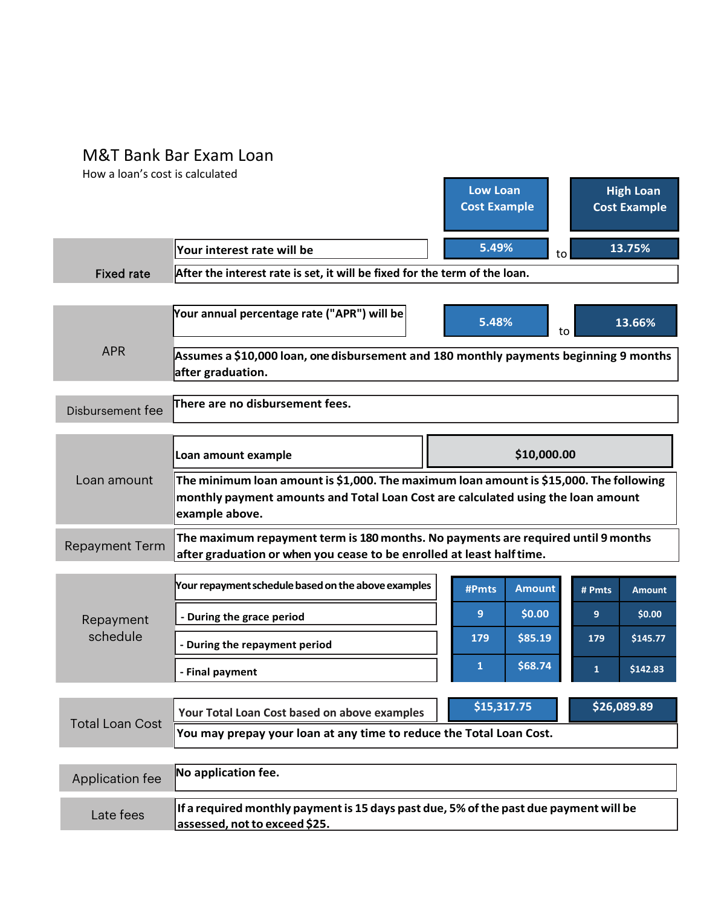# M&T Bank Bar Exam Loan

How a loan's cost is calculated

| | | Low Loan Cost Example | | High Loan Cost Example |
|---|---|---|---|---|
| **Fixed rate** | **Your interest rate will be** | **5.49%** | to | **13.75%** |
| | **After the interest rate is set, it will be fixed for the term of the loan.** | | | |
| APR | **Your annual percentage rate ("APR") will be** | **5.48%** | to | **13.66%** |
| | **Assumes a $10,000 loan, one disbursement and 180 monthly payments beginning 9 months after graduation.** | | | |
| Disbursement fee | **There are no disbursement fees.** | | | |
| Loan amount | **Loan amount example** | **$10,000.00** | | |
| | **The minimum loan amount is $1,000. The maximum loan amount is $15,000. The following monthly payment amounts and Total Loan Cost are calculated using the loan amount example above.** | | | |
| Repayment Term | **The maximum repayment term is 180 months. No payments are required until 9 months after graduation or when you cease to be enrolled at least half time.** | | | |

| Repayment schedule | **Your repayment schedule based on the above examples** | **#Pmts** | **Amount** | **# Pmts** | **Amount** |
|---|---|---|---|---|---|
| | **- During the grace period** | **9** | **$0.00** | **9** | **$0.00** |
| | **- During the repayment period** | **179** | **$85.19** | **179** | **$145.77** |
| | **- Final payment** | **1** | **$68.74** | **1** | **$142.83** |

| | | Low Loan Cost Example | High Loan Cost Example |
|---|---|---|---|
| Total Loan Cost | **Your Total Loan Cost based on above examples** | **$15,317.75** | **$26,089.89** |
| | **You may prepay your loan at any time to reduce the Total Loan Cost.** | | |
| Application fee | **No application fee.** | | |
| Late fees | **If a required monthly payment is 15 days past due, 5% of the past due payment will be assessed, not to exceed $25.** | | |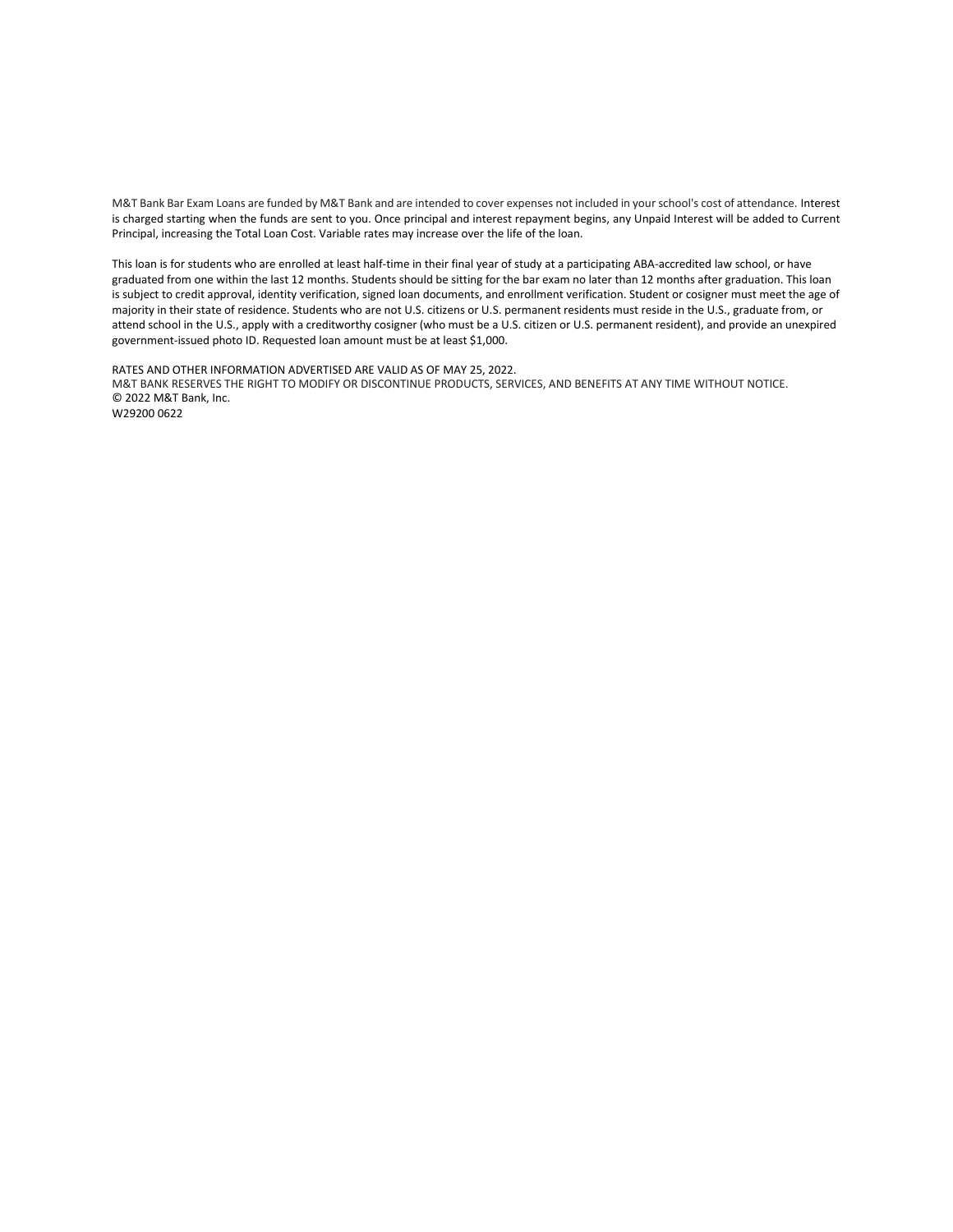M&T Bank Bar Exam Loans are funded by M&T Bank and are intended to cover expenses not included in your school's cost of attendance. Interest is charged starting when the funds are sent to you. Once principal and interest repayment begins, any Unpaid Interest will be added to Current Principal, increasing the Total Loan Cost. Variable rates may increase over the life of the loan.

This loan is for students who are enrolled at least half-time in their final year of study at a participating ABA-accredited law school, or have graduated from one within the last 12 months. Students should be sitting for the bar exam no later than 12 months after graduation. This loan is subject to credit approval, identity verification, signed loan documents, and enrollment verification. Student or cosigner must meet the age of majority in their state of residence. Students who are not U.S. citizens or U.S. permanent residents must reside in the U.S., graduate from, or attend school in the U.S., apply with a creditworthy cosigner (who must be a U.S. citizen or U.S. permanent resident), and provide an unexpired government-issued photo ID. Requested loan amount must be at least $1,000.

RATES AND OTHER INFORMATION ADVERTISED ARE VALID AS OF MAY 25, 2022.
M&T BANK RESERVES THE RIGHT TO MODIFY OR DISCONTINUE PRODUCTS, SERVICES, AND BENEFITS AT ANY TIME WITHOUT NOTICE.
© 2022 M&T Bank, Inc.
W29200 0622